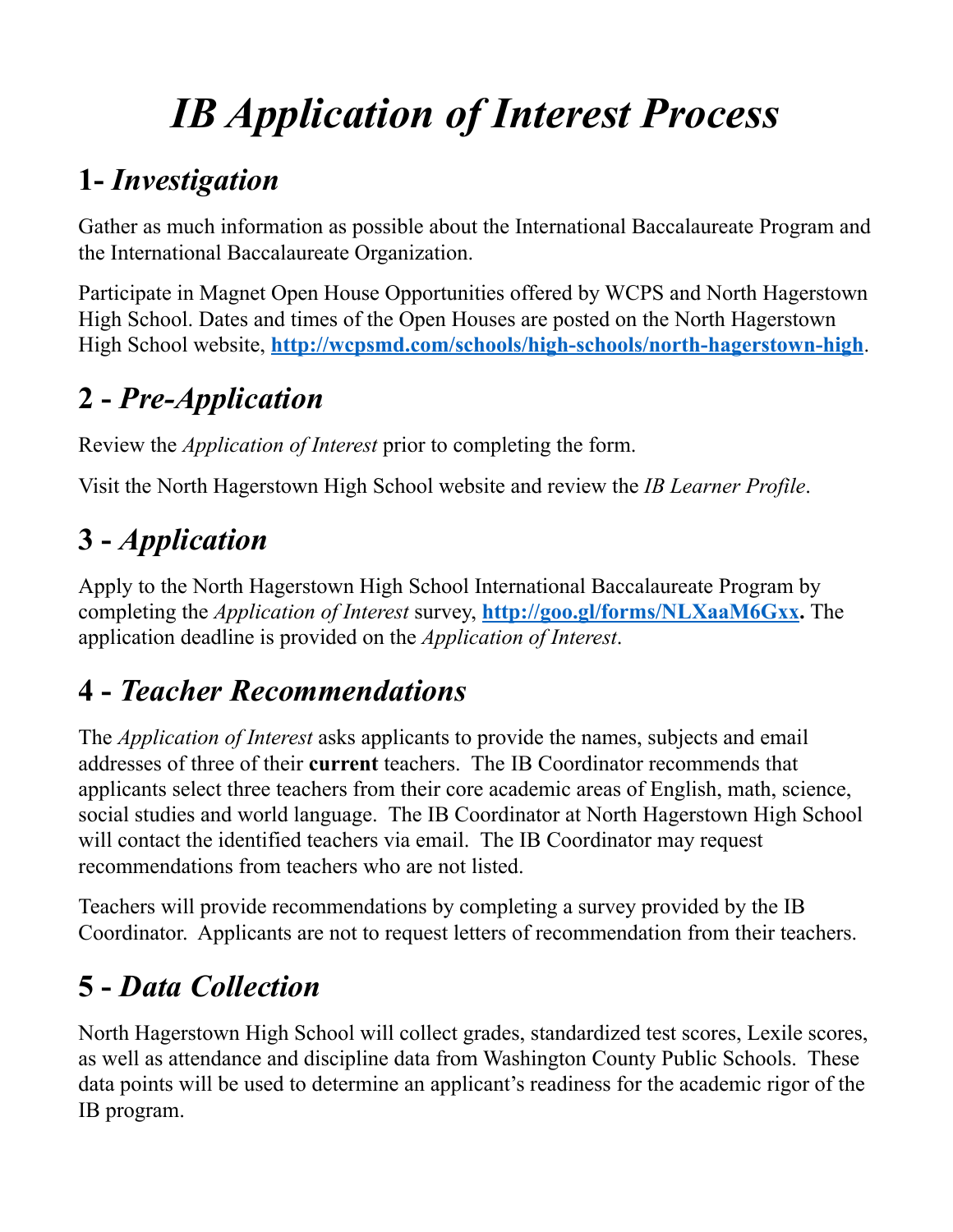# *IB Application of Interest Process*

## 1- *Investigation*

Gather as much information as possible about the International Baccalaureate Program and the International Baccalaureate Organization.

Participate in Magnet Open House Opportunities offered by WCPS and North Hagerstown High School. Dates and times of the Open Houses are posted on the North Hagerstown High School website, **http://wcpsmd.com/schools/high-schools/north-hagerstown-high**.

## 2 - *Pre-Application*

Review the *Application of Interest* prior to completing the form.

Visit the North Hagerstown High School website and review the *IB Learner Profile*.

## 3 - *Application*

Apply to the North Hagerstown High School International Baccalaureate Program by completing the *Application of Interest* survey, **http://goo.gl/forms/NLXaaM6Gxx.** The application deadline is provided on the *Application of Interest*.

## 4 - *Teacher Recommendations*

The *Application of Interest* asks applicants to provide the names, subjects and email addresses of three of their **current** teachers. The IB Coordinator recommends that applicants select three teachers from their core academic areas of English, math, science, social studies and world language. The IB Coordinator at North Hagerstown High School will contact the identified teachers via email. The IB Coordinator may request recommendations from teachers who are not listed.

Teachers will provide recommendations by completing a survey provided by the IB Coordinator. Applicants are not to request letters of recommendation from their teachers.

## 5 - *Data Collection*

North Hagerstown High School will collect grades, standardized test scores, Lexile scores, as well as attendance and discipline data from Washington County Public Schools. These data points will be used to determine an applicant's readiness for the academic rigor of the IB program.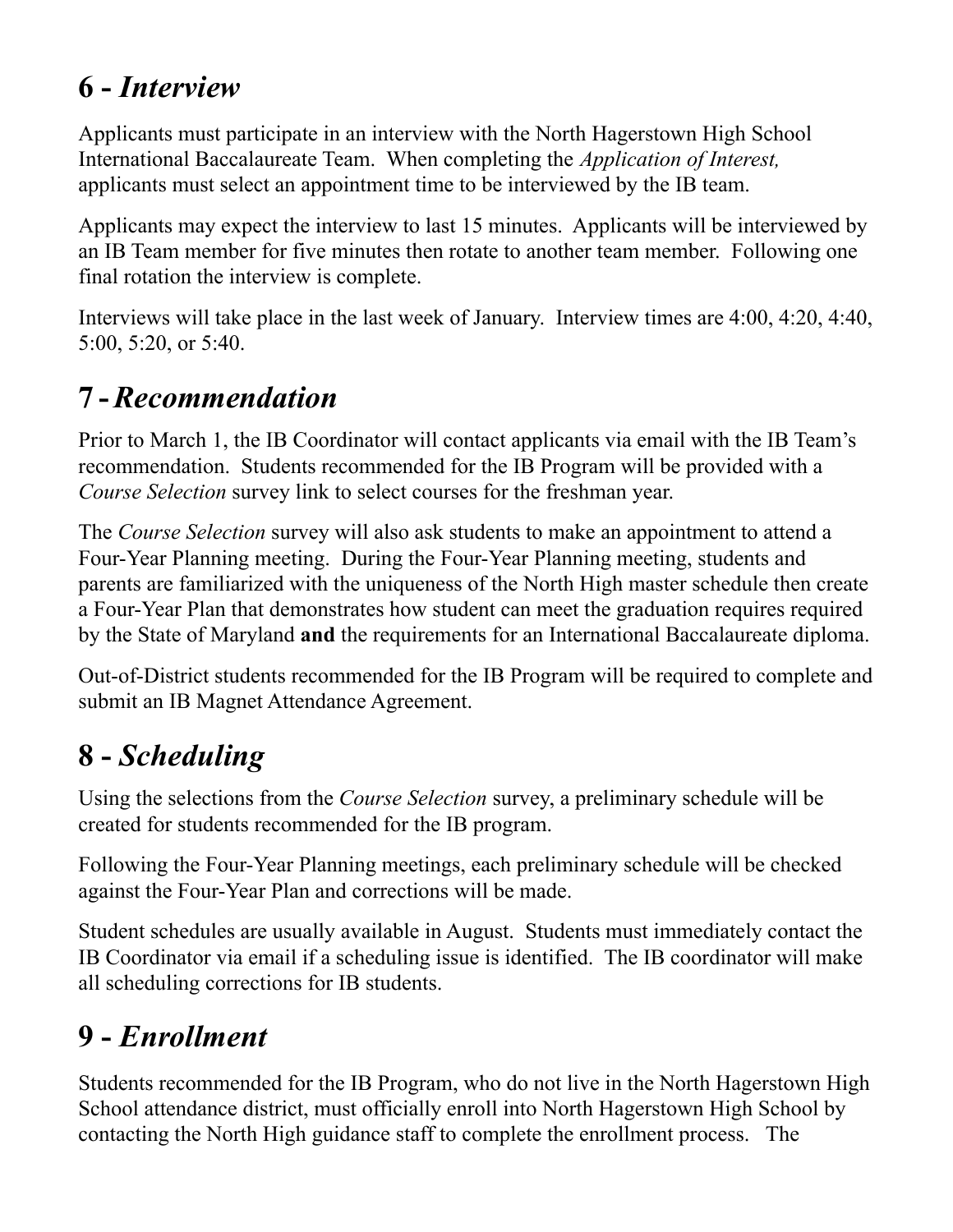## 6 - *Interview*

Applicants must participate in an interview with the North Hagerstown High School International Baccalaureate Team. When completing the *Application of Interest,* applicants must select an appointment time to be interviewed by the IB team.

Applicants may expect the interview to last 15 minutes. Applicants will be interviewed by an IB Team member for five minutes then rotate to another team member. Following one final rotation the interview is complete.

Interviews will take place in the last week of January. Interview times are 4:00, 4:20, 4:40, 5:00, 5:20, or 5:40.

## 7 - *Recommendation*

Prior to March 1, the IB Coordinator will contact applicants via email with the IB Team's recommendation. Students recommended for the IB Program will be provided with a *Course Selection* survey link to select courses for the freshman year.

The *Course Selection* survey will also ask students to make an appointment to attend a Four-Year Planning meeting. During the Four-Year Planning meeting, students and parents are familiarized with the uniqueness of the North High master schedule then create a Four-Year Plan that demonstrates how student can meet the graduation requires required by the State of Maryland **and** the requirements for an International Baccalaureate diploma.

Out-of-District students recommended for the IB Program will be required to complete and submit an IB Magnet Attendance Agreement.

## 8 - *Scheduling*

Using the selections from the *Course Selection* survey, a preliminary schedule will be created for students recommended for the IB program.

Following the Four-Year Planning meetings, each preliminary schedule will be checked against the Four-Year Plan and corrections will be made.

Student schedules are usually available in August. Students must immediately contact the IB Coordinator via email if a scheduling issue is identified. The IB coordinator will make all scheduling corrections for IB students.

## 9 - *Enrollment*

Students recommended for the IB Program, who do not live in the North Hagerstown High School attendance district, must officially enroll into North Hagerstown High School by contacting the North High guidance staff to complete the enrollment process. The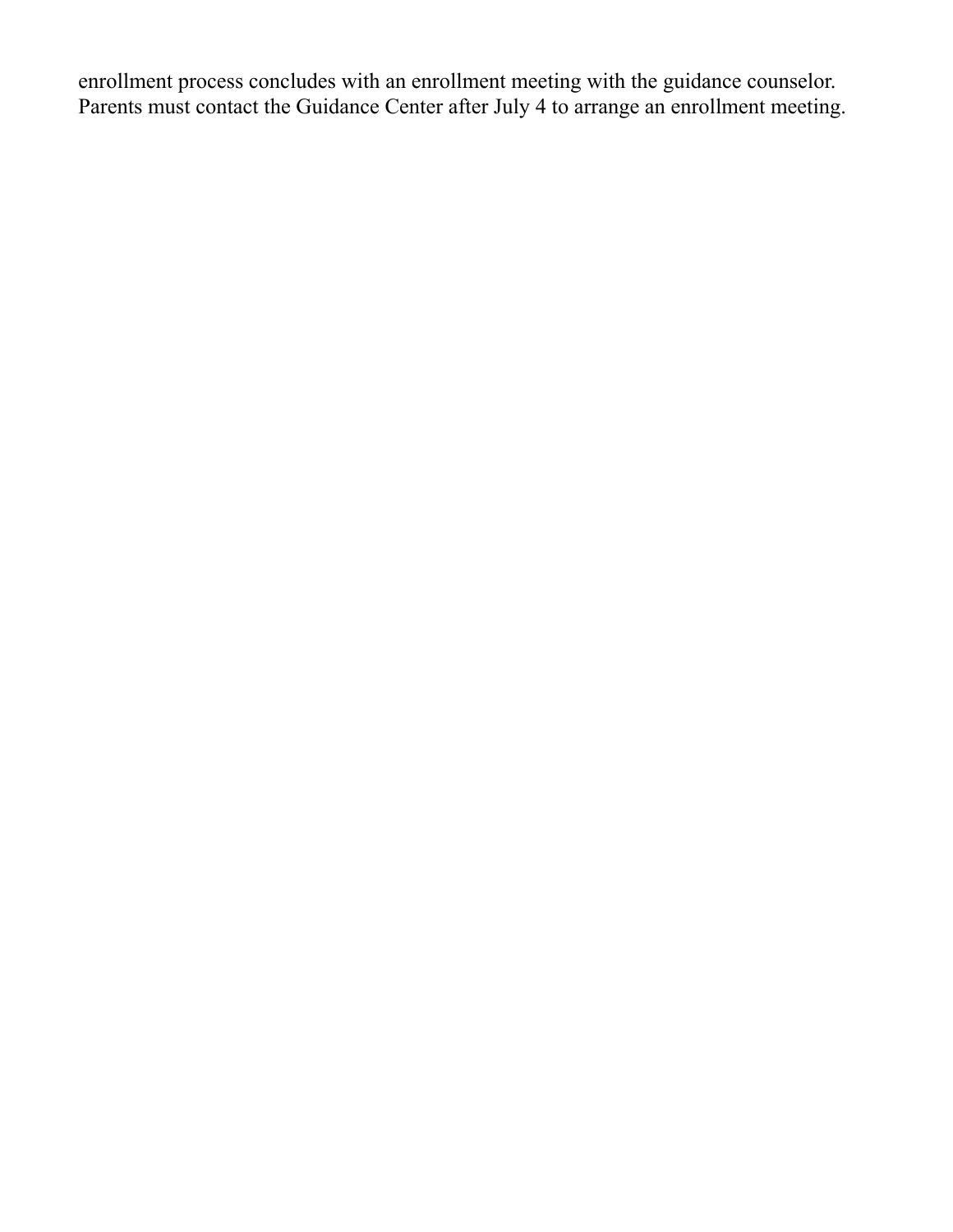enrollment process concludes with an enrollment meeting with the guidance counselor. Parents must contact the Guidance Center after July 4 to arrange an enrollment meeting.